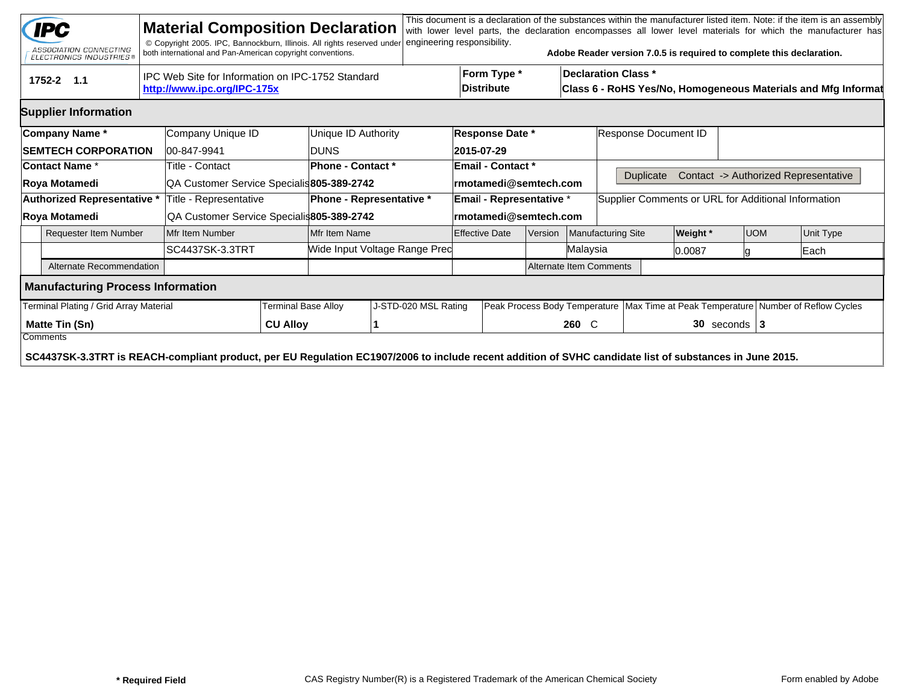# Material Composition Declaration

IPC — ASSOCIATION CONNECTING ELECTRONICS INDUSTRIES®

© Copyright 2005. IPC, Bannockburn, Illinois. All rights reserved under both international and Pan-American copyright conventions.

This document is a declaration of the substances within the manufacturer listed item. Note: if the item is an assembly with lower level parts, the declaration encompasses all lower level materials for which the manufacturer has engineering responsibility.

**Adobe Reader version 7.0.5 is required to complete this declaration.**

| 1752-2 1.1 | IPC Web Site for Information on IPC-1752 Standard<br>**http://www.ipc.org/IPC-175x** | **Form Type *** <br>**Distribute** | **Declaration Class *** <br>**Class 6 - RoHS Yes/No, Homogeneous Materials and Mfg Informat** |
|---|---|---|---|

## Supplier Information

| **Company Name *** | Company Unique ID | Unique ID Authority | **Response Date *** | Response Document ID |
|---|---|---|---|---|
| **SEMTECH CORPORATION** | 00-847-9941 | DUNS | **2015-07-29** | |
| **Contact Name *** | Title - Contact | **Phone - Contact *** | **Email - Contact *** | Duplicate Contact -> Authorized Representative |
| **Roya Motamedi** | QA Customer Service Specialis | **805-389-2742** | **rmotamedi@semtech.com** | |
| **Authorized Representative *** | Title - Representative | **Phone - Representative *** | **Email - Representative *** | Supplier Comments or URL for Additional Information |
| **Roya Motamedi** | QA Customer Service Specialis | **805-389-2742** | **rmotamedi@semtech.com** | |

| Requester Item Number | Mfr Item Number | Mfr Item Name | Effective Date | Version | Manufacturing Site | **Weight *** | UOM | Unit Type |
|---|---|---|---|---|---|---|---|---|
| | SC4437SK-3.3TRT | Wide Input Voltage Range Prec | | | Malaysia | 0.0087 | g | Each |
| Alternate Recommendation | | | | Alternate Item Comments | | | | |

## Manufacturing Process Information

| Terminal Plating / Grid Array Material | Terminal Base Alloy | J-STD-020 MSL Rating | Peak Process Body Temperature | Max Time at Peak Temperature | Number of Reflow Cycles |
|---|---|---|---|---|---|
| **Matte Tin (Sn)** | **CU Alloy** | **1** | **260** C | **30** seconds | **3** |

Comments

**SC4437SK-3.3TRT is REACH-compliant product, per EU Regulation EC1907/2006 to include recent addition of SVHC candidate list of substances in June 2015.**

**\* Required Field** CAS Registry Number(R) is a Registered Trademark of the American Chemical Society Form enabled by Adobe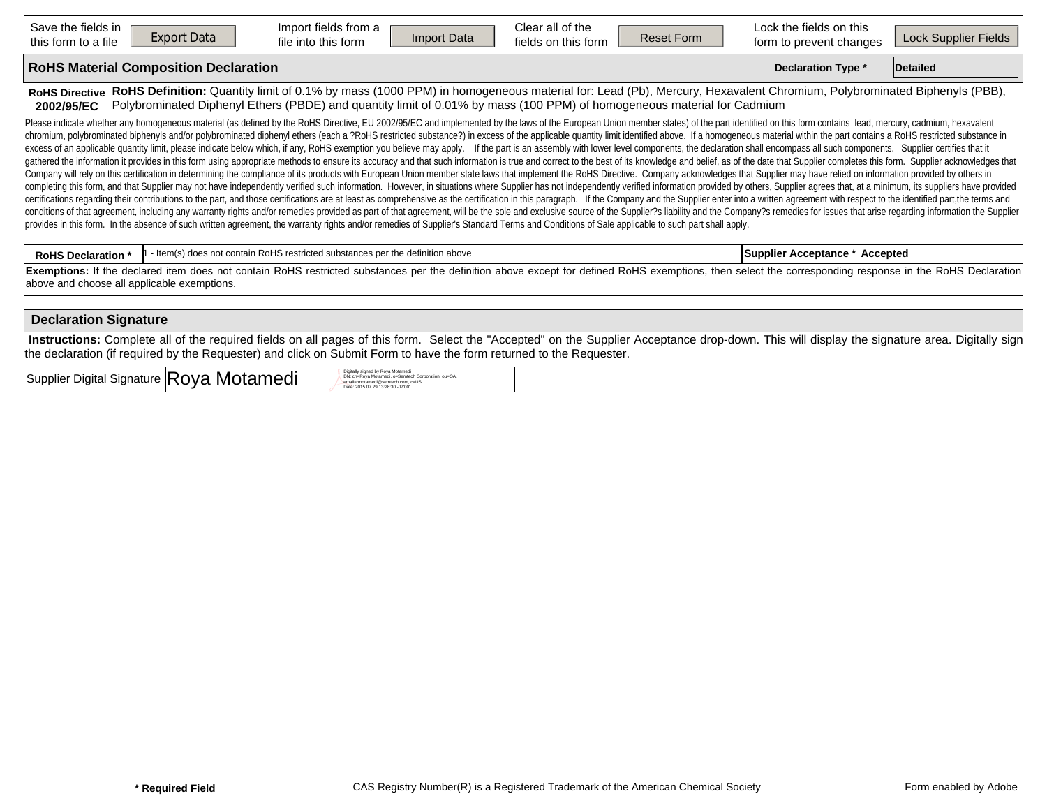| Save the fields in this form to a file | Export Data | Import fields from a file into this form | Import Data | Clear all of the fields on this form | Reset Form | Lock the fields on this form to prevent changes | Lock Supplier Fields |
|---|---|---|---|---|---|---|---|

## RoHS Material Composition Declaration

**Declaration Type *** Detailed

| **RoHS Directive 2002/95/EC** | **RoHS Definition:** Quantity limit of 0.1% by mass (1000 PPM) in homogeneous material for: Lead (Pb), Mercury, Hexavalent Chromium, Polybrominated Biphenyls (PBB), Polybrominated Diphenyl Ethers (PBDE) and quantity limit of 0.01% by mass (100 PPM) of homogeneous material for Cadmium |
|---|---|

Please indicate whether any homogeneous material (as defined by the RoHS Directive, EU 2002/95/EC and implemented by the laws of the European Union member states) of the part identified on this form contains lead, mercury, cadmium, hexavalent chromium, polybrominated biphenyls and/or polybrominated diphenyl ethers (each a ?RoHS restricted substance?) in excess of the applicable quantity limit identified above. If a homogeneous material within the part contains a RoHS restricted substance in excess of an applicable quantity limit, please indicate below which, if any, RoHS exemption you believe may apply. If the part is an assembly with lower level components, the declaration shall encompass all such components. Supplier certifies that it gathered the information it provides in this form using appropriate methods to ensure its accuracy and that such information is true and correct to the best of its knowledge and belief, as of the date that Supplier completes this form. Supplier acknowledges that Company will rely on this certification in determining the compliance of its products with European Union member state laws that implement the RoHS Directive. Company acknowledges that Supplier may have relied on information provided by others in completing this form, and that Supplier may not have independently verified such information. However, in situations where Supplier has not independently verified information provided by others, Supplier agrees that, at a minimum, its suppliers have provided certifications regarding their contributions to the part, and those certifications are at least as comprehensive as the certification in this paragraph. If the Company and the Supplier enter into a written agreement with respect to the identified part,the terms and conditions of that agreement, including any warranty rights and/or remedies provided as part of that agreement, will be the sole and exclusive source of the Supplier?s liability and the Company?s remedies for issues that arise regarding information the Supplier provides in this form. In the absence of such written agreement, the warranty rights and/or remedies of Supplier's Standard Terms and Conditions of Sale applicable to such part shall apply.

| **RoHS Declaration *** | 1 - Item(s) does not contain RoHS restricted substances per the definition above | **Supplier Acceptance *** | Accepted |
|---|---|---|---|

**Exemptions:** If the declared item does not contain RoHS restricted substances per the definition above except for defined RoHS exemptions, then select the corresponding response in the RoHS Declaration above and choose all applicable exemptions.

## Declaration Signature

**Instructions:** Complete all of the required fields on all pages of this form. Select the "Accepted" on the Supplier Acceptance drop-down. This will display the signature area. Digitally sign the declaration (if required by the Requester) and click on Submit Form to have the form returned to the Requester.

| Supplier Digital Signature | Roya Motamedi — Digitally signed by Roya Motamedi DN: cn=Roya Motamedi, o=Semtech Corporation, ou=QA, email=rmotamedi@semtech.com, c=US Date: 2015.07.29 13:28:30 -07'00' | |
|---|---|---|

**\* Required Field** CAS Registry Number(R) is a Registered Trademark of the American Chemical Society Form enabled by Adobe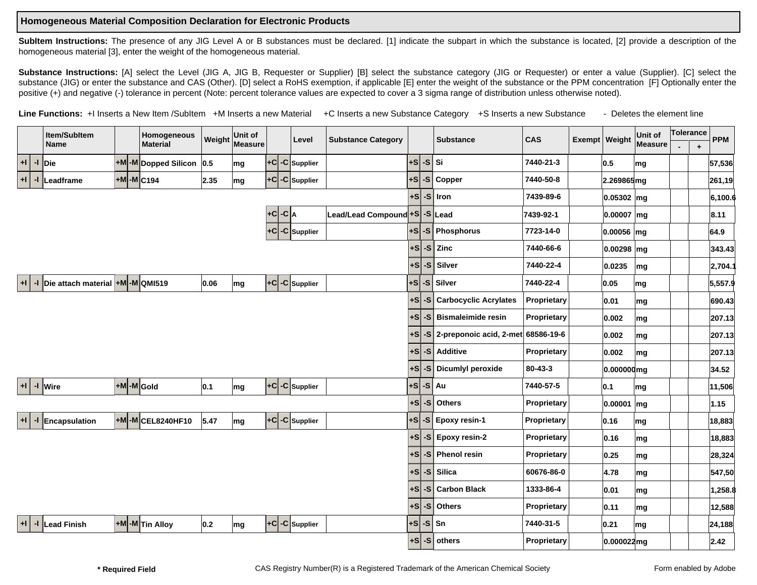## Homogeneous Material Composition Declaration for Electronic Products

**SubItem Instructions:** The presence of any JIG Level A or B substances must be declared. [1] indicate the subpart in which the substance is located, [2] provide a description of the homogeneous material [3], enter the weight of the homogeneous material.

**Substance Instructions:** [A] select the Level (JIG A, JIG B, Requester or Supplier) [B] select the substance category (JIG or Requester) or enter a value (Supplier). [C] select the substance (JIG) or enter the substance and CAS (Other). [D] select a RoHS exemption, if applicable [E] enter the weight of the substance or the PPM concentration [F] Optionally enter the positive (+) and negative (-) tolerance in percent (Note: percent tolerance values are expected to cover a 3 sigma range of distribution unless otherwise noted).

**Line Functions:** +I Inserts a New Item /SubItem +M Inserts a new Material +C Inserts a new Substance Category +S Inserts a new Substance - Deletes the element line

| | Item/SubItem Name | | Homogeneous Material | Weight | Unit of Measure | | Level | Substance Category | | Substance | CAS | Exempt | Weight | Unit of Measure | Tolerance | | PPM |
|---|---|---|---|---|---|---|---|---|---|---|---|---|---|---|---|---|---|
| | | | | | | | | | | | | | | | - | + | |
| +I -I | Die | +M -M | Dopped Silicon | 0.5 | mg | +C -C | Supplier | | +S -S | Si | 7440-21-3 | | 0.5 | mg | | | 57,536 |
| +I -I | Leadframe | +M -M | C194 | 2.35 | mg | +C -C | Supplier | | +S -S | Copper | 7440-50-8 | | 2.269865 | mg | | | 261,19 |
| | | | | | | | | | +S -S | Iron | 7439-89-6 | | 0.05302 | mg | | | 6,100.6 |
| | | | | | | +C -C | A | Lead/Lead Compound | +S -S | Lead | 7439-92-1 | | 0.00007 | mg | | | 8.11 |
| | | | | | | +C -C | Supplier | | +S -S | Phosphorus | 7723-14-0 | | 0.00056 | mg | | | 64.9 |
| | | | | | | | | | +S -S | Zinc | 7440-66-6 | | 0.00298 | mg | | | 343.43 |
| | | | | | | | | | +S -S | Silver | 7440-22-4 | | 0.0235 | mg | | | 2,704.1 |
| +I -I | Die attach material | +M -M | QMI519 | 0.06 | mg | +C -C | Supplier | | +S -S | Silver | 7440-22-4 | | 0.05 | mg | | | 5,557.9 |
| | | | | | | | | | +S -S | Carbocyclic Acrylates | Proprietary | | 0.01 | mg | | | 690.43 |
| | | | | | | | | | +S -S | Bismaleimide resin | Proprietary | | 0.002 | mg | | | 207.13 |
| | | | | | | | | | +S -S | 2-preponoic acid, 2-met | 68586-19-6 | | 0.002 | mg | | | 207.13 |
| | | | | | | | | | +S -S | Additive | Proprietary | | 0.002 | mg | | | 207.13 |
| | | | | | | | | | +S -S | Dicumlyl peroxide | 80-43-3 | | 0.000000 | mg | | | 34.52 |
| +I -I | Wire | +M -M | Gold | 0.1 | mg | +C -C | Supplier | | +S -S | Au | 7440-57-5 | | 0.1 | mg | | | 11,506 |
| | | | | | | | | | +S -S | Others | Proprietary | | 0.00001 | mg | | | 1.15 |
| +I -I | Encapsulation | +M -M | CEL8240HF10 | 5.47 | mg | +C -C | Supplier | | +S -S | Epoxy resin-1 | Proprietary | | 0.16 | mg | | | 18,883 |
| | | | | | | | | | +S -S | Epoxy resin-2 | Proprietary | | 0.16 | mg | | | 18,883 |
| | | | | | | | | | +S -S | Phenol resin | Proprietary | | 0.25 | mg | | | 28,324 |
| | | | | | | | | | +S -S | Silica | 60676-86-0 | | 4.78 | mg | | | 547,50 |
| | | | | | | | | | +S -S | Carbon Black | 1333-86-4 | | 0.01 | mg | | | 1,258.8 |
| | | | | | | | | | +S -S | Others | Proprietary | | 0.11 | mg | | | 12,588 |
| +I -I | Lead Finish | +M -M | Tin Alloy | 0.2 | mg | +C -C | Supplier | | +S -S | Sn | 7440-31-5 | | 0.21 | mg | | | 24,188 |
| | | | | | | | | | +S -S | others | Proprietary | | 0.000022 | mg | | | 2.42 |

\* Required Field

CAS Registry Number(R) is a Registered Trademark of the American Chemical Society

Form enabled by Adobe